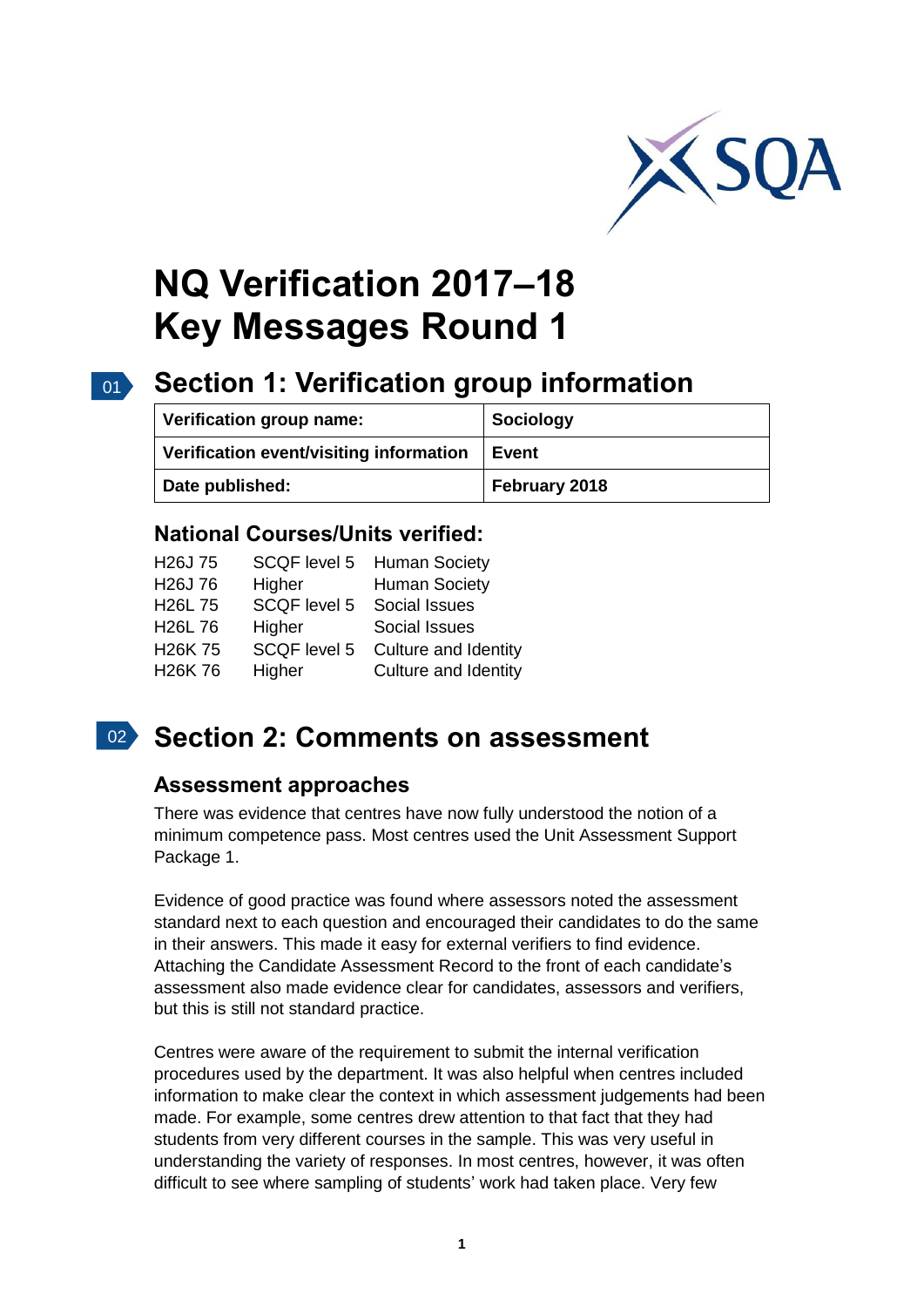# NQ Verification 2017–18 Key Messages Round 1

## Section 1: Verification group information

| Verification group name: | Sociology |
| --- | --- |
| Verification event/visiting information | Event |
| Date published: | February 2018 |

### National Courses/Units verified:

| | | |
| --- | --- | --- |
| H26J 75 | SCQF level 5 | Human Society |
| H26J 76 | Higher | Human Society |
| H26L 75 | SCQF level 5 | Social Issues |
| H26L 76 | Higher | Social Issues |
| H26K 75 | SCQF level 5 | Culture and Identity |
| H26K 76 | Higher | Culture and Identity |

## Section 2: Comments on assessment

### Assessment approaches

There was evidence that centres have now fully understood the notion of a minimum competence pass. Most centres used the Unit Assessment Support Package 1.

Evidence of good practice was found where assessors noted the assessment standard next to each question and encouraged their candidates to do the same in their answers. This made it easy for external verifiers to find evidence. Attaching the Candidate Assessment Record to the front of each candidate's assessment also made evidence clear for candidates, assessors and verifiers, but this is still not standard practice.

Centres were aware of the requirement to submit the internal verification procedures used by the department. It was also helpful when centres included information to make clear the context in which assessment judgements had been made. For example, some centres drew attention to that fact that they had students from very different courses in the sample. This was very useful in understanding the variety of responses. In most centres, however, it was often difficult to see where sampling of students' work had taken place. Very few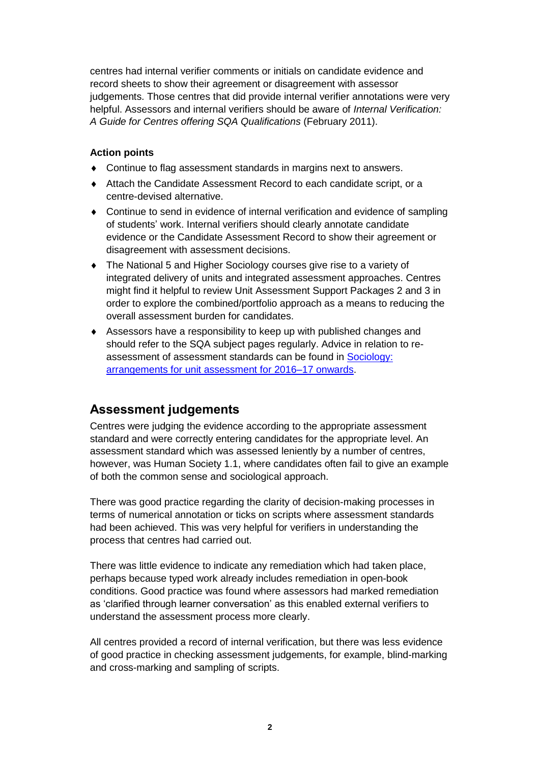centres had internal verifier comments or initials on candidate evidence and record sheets to show their agreement or disagreement with assessor judgements. Those centres that did provide internal verifier annotations were very helpful. Assessors and internal verifiers should be aware of *Internal Verification: A Guide for Centres offering SQA Qualifications* (February 2011).

**Action points**

- Continue to flag assessment standards in margins next to answers.
- Attach the Candidate Assessment Record to each candidate script, or a centre-devised alternative.
- Continue to send in evidence of internal verification and evidence of sampling of students' work. Internal verifiers should clearly annotate candidate evidence or the Candidate Assessment Record to show their agreement or disagreement with assessment decisions.
- The National 5 and Higher Sociology courses give rise to a variety of integrated delivery of units and integrated assessment approaches. Centres might find it helpful to review Unit Assessment Support Packages 2 and 3 in order to explore the combined/portfolio approach as a means to reducing the overall assessment burden for candidates.
- Assessors have a responsibility to keep up with published changes and should refer to the SQA subject pages regularly. Advice in relation to re-assessment of assessment standards can be found in Sociology: arrangements for unit assessment for 2016–17 onwards.

## Assessment judgements

Centres were judging the evidence according to the appropriate assessment standard and were correctly entering candidates for the appropriate level. An assessment standard which was assessed leniently by a number of centres, however, was Human Society 1.1, where candidates often fail to give an example of both the common sense and sociological approach.

There was good practice regarding the clarity of decision-making processes in terms of numerical annotation or ticks on scripts where assessment standards had been achieved. This was very helpful for verifiers in understanding the process that centres had carried out.

There was little evidence to indicate any remediation which had taken place, perhaps because typed work already includes remediation in open-book conditions. Good practice was found where assessors had marked remediation as 'clarified through learner conversation' as this enabled external verifiers to understand the assessment process more clearly.

All centres provided a record of internal verification, but there was less evidence of good practice in checking assessment judgements, for example, blind-marking and cross-marking and sampling of scripts.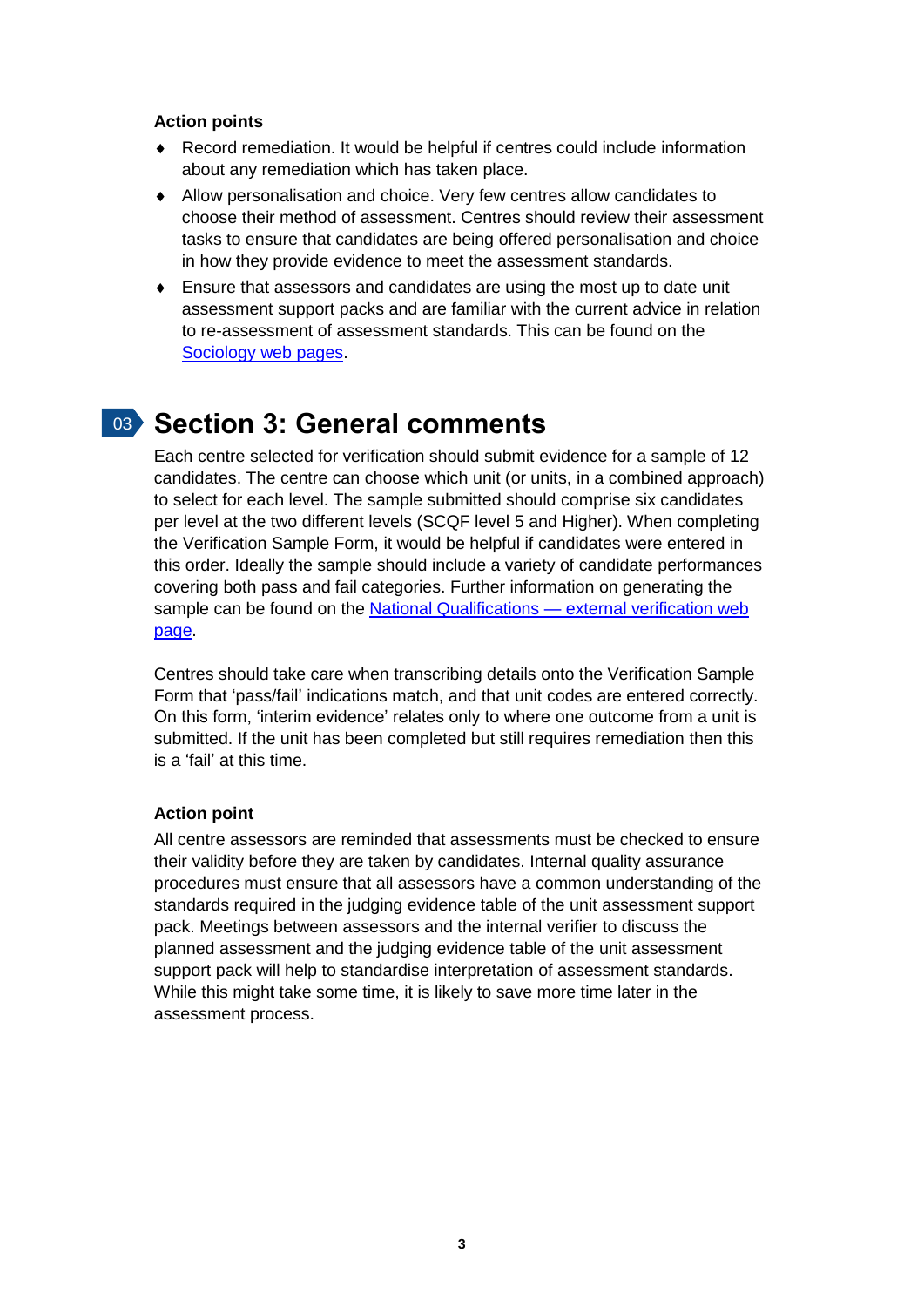### Action points

- Record remediation. It would be helpful if centres could include information about any remediation which has taken place.
- Allow personalisation and choice. Very few centres allow candidates to choose their method of assessment. Centres should review their assessment tasks to ensure that candidates are being offered personalisation and choice in how they provide evidence to meet the assessment standards.
- Ensure that assessors and candidates are using the most up to date unit assessment support packs and are familiar with the current advice in relation to re-assessment of assessment standards. This can be found on the Sociology web pages.

## Section 3: General comments

Each centre selected for verification should submit evidence for a sample of 12 candidates. The centre can choose which unit (or units, in a combined approach) to select for each level. The sample submitted should comprise six candidates per level at the two different levels (SCQF level 5 and Higher). When completing the Verification Sample Form, it would be helpful if candidates were entered in this order. Ideally the sample should include a variety of candidate performances covering both pass and fail categories. Further information on generating the sample can be found on the National Qualifications — external verification web page.

Centres should take care when transcribing details onto the Verification Sample Form that 'pass/fail' indications match, and that unit codes are entered correctly. On this form, 'interim evidence' relates only to where one outcome from a unit is submitted. If the unit has been completed but still requires remediation then this is a 'fail' at this time.

### Action point

All centre assessors are reminded that assessments must be checked to ensure their validity before they are taken by candidates. Internal quality assurance procedures must ensure that all assessors have a common understanding of the standards required in the judging evidence table of the unit assessment support pack. Meetings between assessors and the internal verifier to discuss the planned assessment and the judging evidence table of the unit assessment support pack will help to standardise interpretation of assessment standards. While this might take some time, it is likely to save more time later in the assessment process.